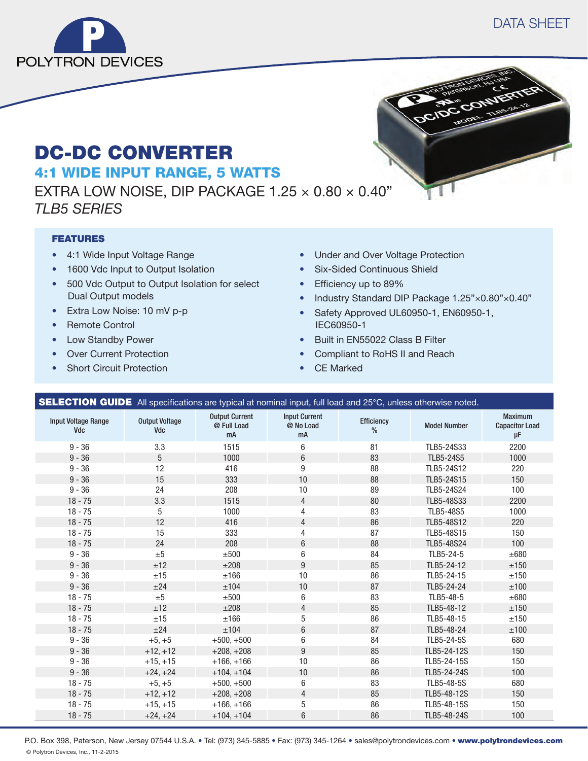POLYTRON DEVICES

DATA SHEET

# DC-DC CONVERTER

## 4:1 WIDE INPUT RANGE, 5 WATTS

EXTRA LOW NOISE, DIP PACKAGE 1.25 × 0.80 × 0.40”

*TLB5 SERIES*

### FEATURES

- 4:1 Wide Input Voltage Range
- 1600 Vdc Input to Output Isolation
- 500 Vdc Output to Output Isolation for select Dual Output models
- Extra Low Noise: 10 mV p-p
- Remote Control
- Low Standby Power
- Over Current Protection
- Short Circuit Protection
- Under and Over Voltage Protection
- Six-Sided Continuous Shield
- Efficiency up to 89%
- Industry Standard DIP Package 1.25”×0.80”×0.40”
- Safety Approved UL60950-1, EN60950-1, IEC60950-1
- Built in EN55022 Class B Filter
- Compliant to RoHS II and Reach
- CE Marked

### SELECTION GUIDE

All specifications are typical at nominal input, full load and 25°C, unless otherwise noted.

| Input Voltage Range Vdc | Output Voltage Vdc | Output Current @ Full Load mA | Input Current @ No Load mA | Efficiency % | Model Number | Maximum Capacitor Load µF |
|---|---|---|---|---|---|---|
| 9 - 36 | 3.3 | 1515 | 6 | 81 | TLB5-24S33 | 2200 |
| 9 - 36 | 5 | 1000 | 6 | 83 | TLB5-24S5 | 1000 |
| 9 - 36 | 12 | 416 | 9 | 88 | TLB5-24S12 | 220 |
| 9 - 36 | 15 | 333 | 10 | 88 | TLB5-24S15 | 150 |
| 9 - 36 | 24 | 208 | 10 | 89 | TLB5-24S24 | 100 |
| 18 - 75 | 3.3 | 1515 | 4 | 80 | TLB5-48S33 | 2200 |
| 18 - 75 | 5 | 1000 | 4 | 83 | TLB5-48S5 | 1000 |
| 18 - 75 | 12 | 416 | 4 | 86 | TLB5-48S12 | 220 |
| 18 - 75 | 15 | 333 | 4 | 87 | TLB5-48S15 | 150 |
| 18 - 75 | 24 | 208 | 6 | 88 | TLB5-48S24 | 100 |
| 9 - 36 | ±5 | ±500 | 6 | 84 | TLB5-24-5 | ±680 |
| 9 - 36 | ±12 | ±208 | 9 | 85 | TLB5-24-12 | ±150 |
| 9 - 36 | ±15 | ±166 | 10 | 86 | TLB5-24-15 | ±150 |
| 9 - 36 | ±24 | ±104 | 10 | 87 | TLB5-24-24 | ±100 |
| 18 - 75 | ±5 | ±500 | 6 | 83 | TLB5-48-5 | ±680 |
| 18 - 75 | ±12 | ±208 | 4 | 85 | TLB5-48-12 | ±150 |
| 18 - 75 | ±15 | ±166 | 5 | 86 | TLB5-48-15 | ±150 |
| 18 - 75 | ±24 | ±104 | 6 | 87 | TLB5-48-24 | ±100 |
| 9 - 36 | +5, +5 | +500, +500 | 6 | 84 | TLB5-24-5S | 680 |
| 9 - 36 | +12, +12 | +208, +208 | 9 | 85 | TLB5-24-12S | 150 |
| 9 - 36 | +15, +15 | +166, +166 | 10 | 86 | TLB5-24-15S | 150 |
| 9 - 36 | +24, +24 | +104, +104 | 10 | 86 | TLB5-24-24S | 100 |
| 18 - 75 | +5, +5 | +500, +500 | 6 | 83 | TLB5-48-5S | 680 |
| 18 - 75 | +12, +12 | +208, +208 | 4 | 85 | TLB5-48-12S | 150 |
| 18 - 75 | +15, +15 | +166, +166 | 5 | 86 | TLB5-48-15S | 150 |
| 18 - 75 | +24, +24 | +104, +104 | 6 | 86 | TLB5-48-24S | 100 |

P.O. Box 398, Paterson, New Jersey 07544 U.S.A. • Tel: (973) 345-5885 • Fax: (973) 345-1264 • sales@polytrondevices.com • **www.polytrondevices.com**

© Polytron Devices, Inc., 11-2-2015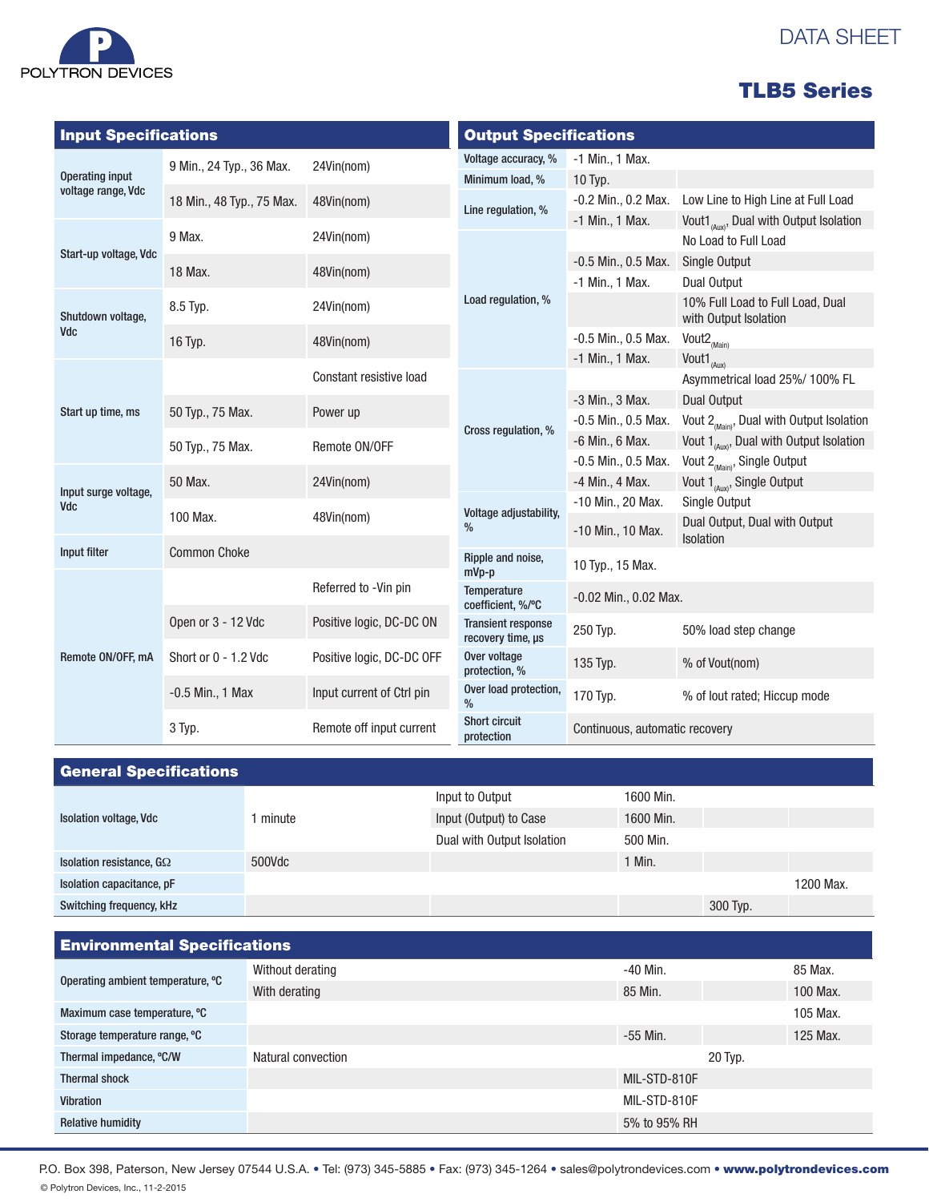# DATA SHEET

## TLB5 Series

### Input Specifications

| Input Specifications | | |
|---|---|---|
| Operating input voltage range, Vdc | 9 Min., 24 Typ., 36 Max. | 24Vin(nom) |
| | 18 Min., 48 Typ., 75 Max. | 48Vin(nom) |
| Start-up voltage, Vdc | 9 Max. | 24Vin(nom) |
| | 18 Max. | 48Vin(nom) |
| Shutdown voltage, Vdc | 8.5 Typ. | 24Vin(nom) |
| | 16 Typ. | 48Vin(nom) |
| Start up time, ms | | Constant resistive load |
| | 50 Typ., 75 Max. | Power up |
| | 50 Typ., 75 Max. | Remote ON/OFF |
| Input surge voltage, Vdc | 50 Max. | 24Vin(nom) |
| | 100 Max. | 48Vin(nom) |
| Input filter | Common Choke | |
| Remote ON/OFF, mA | | Referred to -Vin pin |
| | Open or 3 - 12 Vdc | Positive logic, DC-DC ON |
| | Short or 0 - 1.2 Vdc | Positive logic, DC-DC OFF |
| | -0.5 Min., 1 Max | Input current of Ctrl pin |
| | 3 Typ. | Remote off input current |

### Output Specifications

| Output Specifications | | |
|---|---|---|
| Voltage accuracy, % | -1 Min., 1 Max. | |
| Minimum load, % | 10 Typ. | |
| Line regulation, % | -0.2 Min., 0.2 Max. | Low Line to High Line at Full Load |
| | -1 Min., 1 Max. | $Vout1_{(Aux)}$, Dual with Output Isolation |
| Load regulation, % | | No Load to Full Load |
| | -0.5 Min., 0.5 Max. | Single Output |
| | -1 Min., 1 Max. | Dual Output |
| | | 10% Full Load to Full Load, Dual with Output Isolation |
| | -0.5 Min., 0.5 Max. | $Vout2_{(Main)}$ |
| | -1 Min., 1 Max. | $Vout1_{(Aux)}$ |
| Cross regulation, % | | Asymmetrical load 25%/ 100% FL |
| | -3 Min., 3 Max. | Dual Output |
| | -0.5 Min., 0.5 Max. | Vout $2_{(Main)}$, Dual with Output Isolation |
| | -6 Min., 6 Max. | Vout $1_{(Aux)}$, Dual with Output Isolation |
| | -0.5 Min., 0.5 Max. | Vout $2_{(Main)}$, Single Output |
| | -4 Min., 4 Max. | Vout $1_{(Aux)}$, Single Output |
| Voltage adjustability, % | -10 Min., 20 Max. | Single Output |
| | -10 Min., 10 Max. | Dual Output, Dual with Output Isolation |
| Ripple and noise, mVp-p | 10 Typ., 15 Max. | |
| Temperature coefficient, %/°C | -0.02 Min., 0.02 Max. | |
| Transient response recovery time, μs | 250 Typ. | 50% load step change |
| Over voltage protection, % | 135 Typ. | % of Vout(nom) |
| Over load protection, % | 170 Typ. | % of Iout rated; Hiccup mode |
| Short circuit protection | Continuous, automatic recovery | |

### General Specifications

| General Specifications | | | | | |
|---|---|---|---|---|---|
| Isolation voltage, Vdc | 1 minute | Input to Output | 1600 Min. | | |
| | | Input (Output) to Case | 1600 Min. | | |
| | | Dual with Output Isolation | 500 Min. | | |
| Isolation resistance, GΩ | 500Vdc | | 1 Min. | | |
| Isolation capacitance, pF | | | | | 1200 Max. |
| Switching frequency, kHz | | | | 300 Typ. | |

### Environmental Specifications

| Environmental Specifications | | | | |
|---|---|---|---|---|
| Operating ambient temperature, °C | Without derating | -40 Min. | | 85 Max. |
| | With derating | 85 Min. | | 100 Max. |
| Maximum case temperature, °C | | | | 105 Max. |
| Storage temperature range, °C | | -55 Min. | | 125 Max. |
| Thermal impedance, °C/W | Natural convection | | 20 Typ. | |
| Thermal shock | | MIL-STD-810F | | |
| Vibration | | MIL-STD-810F | | |
| Relative humidity | | 5% to 95% RH | | |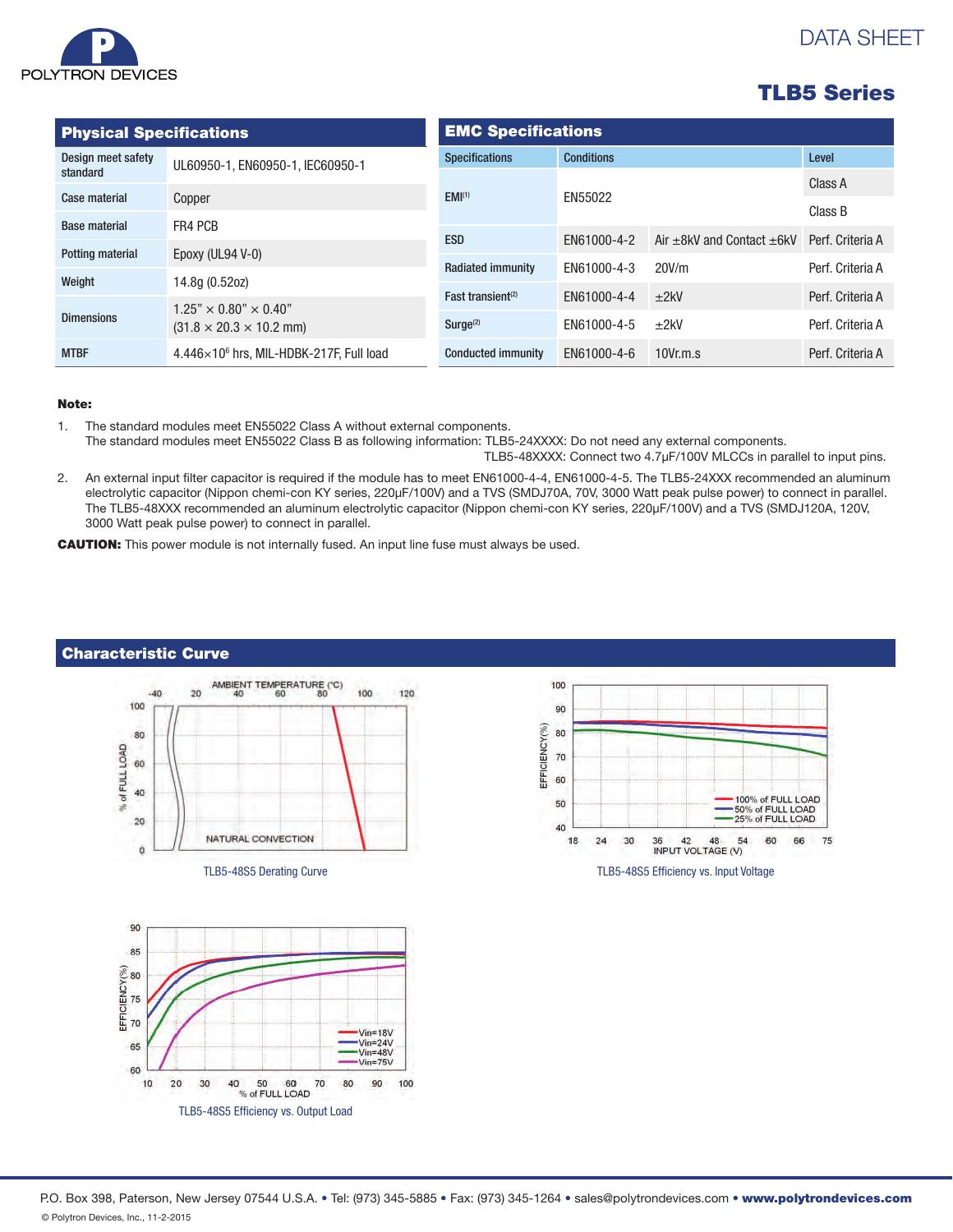DATA SHEET

# TLB5 Series

## Physical Specifications

| | |
|---|---|
| Design meet safety standard | UL60950-1, EN60950-1, IEC60950-1 |
| Case material | Copper |
| Base material | FR4 PCB |
| Potting material | Epoxy (UL94 V-0) |
| Weight | 14.8g (0.52oz) |
| Dimensions | 1.25" × 0.80" × 0.40" (31.8 × 20.3 × 10.2 mm) |
| MTBF | $4.446 \times 10^6$ hrs, MIL-HDBK-217F, Full load |

## EMC Specifications

| Specifications | Conditions | | Level |
|---|---|---|---|
| EMI[1] | EN55022 | | Class A |
| | | | Class B |
| ESD | EN61000-4-2 | Air ±8kV and Contact ±6kV | Perf. Criteria A |
| Radiated immunity | EN61000-4-3 | 20V/m | Perf. Criteria A |
| Fast transient[2] | EN61000-4-4 | ±2kV | Perf. Criteria A |
| Surge[2] | EN61000-4-5 | ±2kV | Perf. Criteria A |
| Conducted immunity | EN61000-4-6 | 10Vr.m.s | Perf. Criteria A |

**Note:**

1. The standard modules meet EN55022 Class A without external components.
   The standard modules meet EN55022 Class B as following information: TLB5-24XXXX: Do not need any external components.
   TLB5-48XXXX: Connect two 4.7µF/100V MLCCs in parallel to input pins.
2. An external input filter capacitor is required if the module has to meet EN61000-4-4, EN61000-4-5. The TLB5-24XXX recommended an aluminum electrolytic capacitor (Nippon chemi-con KY series, 220µF/100V) and a TVS (SMDJ70A, 70V, 3000 Watt peak pulse power) to connect in parallel. The TLB5-48XXX recommended an aluminum electrolytic capacitor (Nippon chemi-con KY series, 220µF/100V) and a TVS (SMDJ120A, 120V, 3000 Watt peak pulse power) to connect in parallel.

**CAUTION:** This power module is not internally fused. An input line fuse must always be used.

## Characteristic Curve

TLB5-48S5 Derating Curve

TLB5-48S5 Efficiency vs. Input Voltage

TLB5-48S5 Efficiency vs. Output Load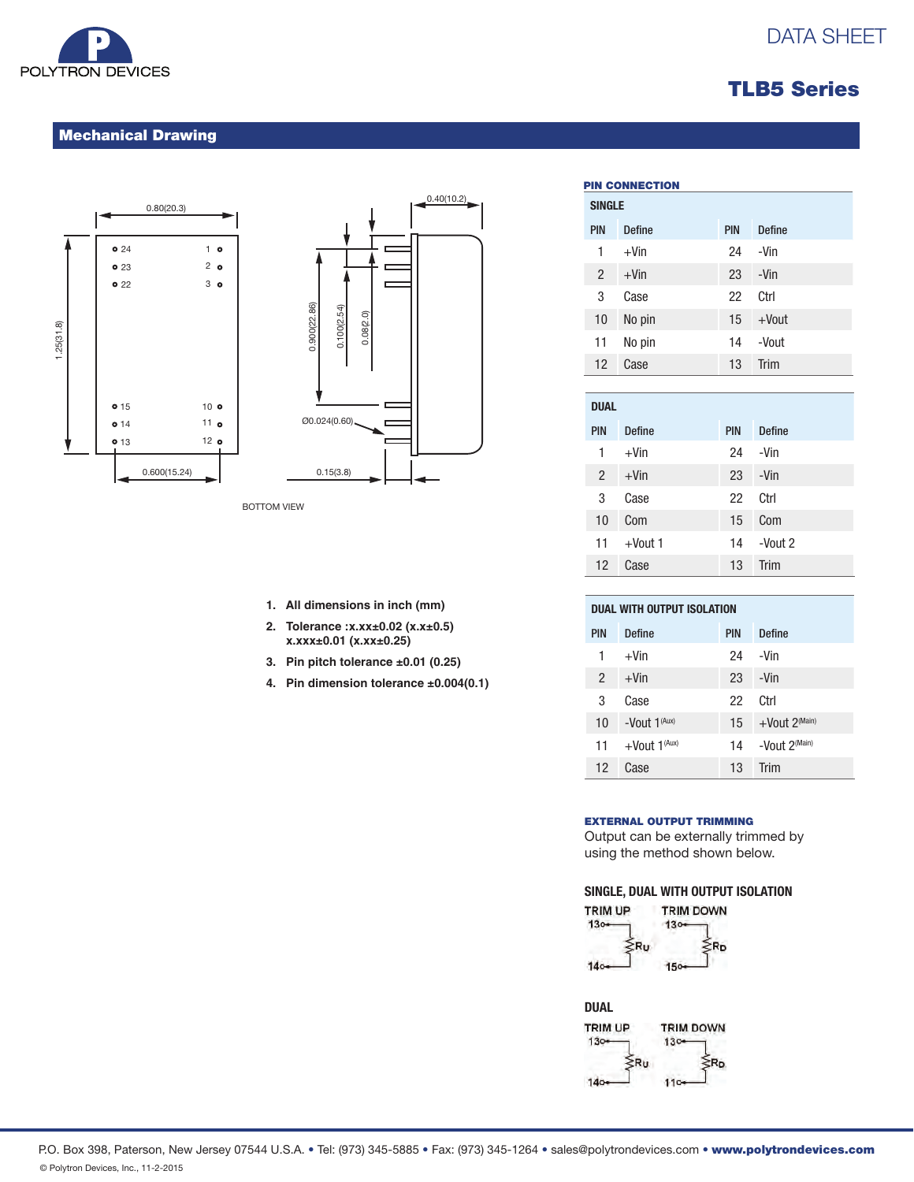# TLB5 Series

## Mechanical Drawing

0.80(20.3)

1.25(31.8)

24 23 22 1 2 3

15 14 13 10 11 12

0.600(15.24)

0.40(10.2)

0.900(22.86)

0.100(2.54)

0.08(2.0)

Ø0.024(0.60)

0.15(3.8)

BOTTOM VIEW

1. **All dimensions in inch (mm)**
2. **Tolerance :x.xx±0.02 (x.x±0.5) x.xxx±0.01 (x.xx±0.25)**
3. **Pin pitch tolerance ±0.01 (0.25)**
4. **Pin dimension tolerance ±0.004(0.1)**

### PIN CONNECTION

**SINGLE**

| PIN | Define | PIN | Define |
|---|---|---|---|
| 1 | +Vin | 24 | -Vin |
| 2 | +Vin | 23 | -Vin |
| 3 | Case | 22 | Ctrl |
| 10 | No pin | 15 | +Vout |
| 11 | No pin | 14 | -Vout |
| 12 | Case | 13 | Trim |

**DUAL**

| PIN | Define | PIN | Define |
|---|---|---|---|
| 1 | +Vin | 24 | -Vin |
| 2 | +Vin | 23 | -Vin |
| 3 | Case | 22 | Ctrl |
| 10 | Com | 15 | Com |
| 11 | +Vout 1 | 14 | -Vout 2 |
| 12 | Case | 13 | Trim |

**DUAL WITH OUTPUT ISOLATION**

| PIN | Define | PIN | Define |
|---|---|---|---|
| 1 | +Vin | 24 | -Vin |
| 2 | +Vin | 23 | -Vin |
| 3 | Case | 22 | Ctrl |
| 10 | -Vout 1 (Aux) | 15 | +Vout 2 (Main) |
| 11 | +Vout 1 (Aux) | 14 | -Vout 2 (Main) |
| 12 | Case | 13 | Trim |

### EXTERNAL OUTPUT TRIMMING

Output can be externally trimmed by using the method shown below.

**SINGLE, DUAL WITH OUTPUT ISOLATION**

TRIM UP: 13, $R_U$, 14

TRIM DOWN: 13, $R_D$, 15

**DUAL**

TRIM UP: 13, $R_U$, 14

TRIM DOWN: 13, $R_D$, 11

P.O. Box 398, Paterson, New Jersey 07544 U.S.A. • Tel: (973) 345-5885 • Fax: (973) 345-1264 • sales@polytrondevices.com • **www.polytrondevices.com**

© Polytron Devices, Inc., 11-2-2015